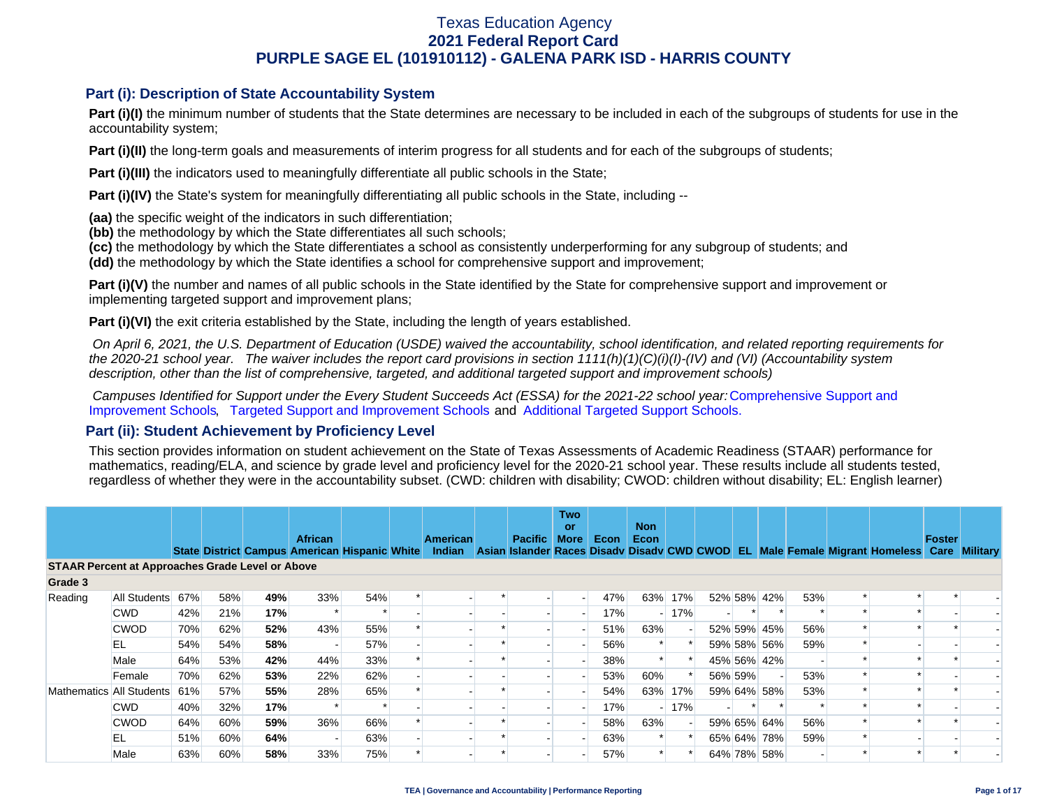# Texas Education Agency
## 2021 Federal Report Card
## PURPLE SAGE EL (101910112) - GALENA PARK ISD - HARRIS COUNTY

### Part (i): Description of State Accountability System

**Part (i)(I)** the minimum number of students that the State determines are necessary to be included in each of the subgroups of students for use in the accountability system;

**Part (i)(II)** the long-term goals and measurements of interim progress for all students and for each of the subgroups of students;

**Part (i)(III)** the indicators used to meaningfully differentiate all public schools in the State;

**Part (i)(IV)** the State's system for meaningfully differentiating all public schools in the State, including --

**(aa)** the specific weight of the indicators in such differentiation;
**(bb)** the methodology by which the State differentiates all such schools;
**(cc)** the methodology by which the State differentiates a school as consistently underperforming for any subgroup of students; and
**(dd)** the methodology by which the State identifies a school for comprehensive support and improvement;

**Part (i)(V)** the number and names of all public schools in the State identified by the State for comprehensive support and improvement or implementing targeted support and improvement plans;

**Part (i)(VI)** the exit criteria established by the State, including the length of years established.

*On April 6, 2021, the U.S. Department of Education (USDE) waived the accountability, school identification, and related reporting requirements for the 2020-21 school year. The waiver includes the report card provisions in section 1111(h)(1)(C)(i)(I)-(IV) and (VI) (Accountability system description, other than the list of comprehensive, targeted, and additional targeted support and improvement schools)*

*Campuses Identified for Support under the Every Student Succeeds Act (ESSA) for the 2021-22 school year:* Comprehensive Support and Improvement Schools, Targeted Support and Improvement Schools and Additional Targeted Support Schools.

### Part (ii): Student Achievement by Proficiency Level

This section provides information on student achievement on the State of Texas Assessments of Academic Readiness (STAAR) performance for mathematics, reading/ELA, and science by grade level and proficiency level for the 2020-21 school year. These results include all students tested, regardless of whether they were in the accountability subset. (CWD: children with disability; CWOD: children without disability; EL: English learner)

| | | State | District | Campus | African American | Hispanic | White | American Indian | Asian | Pacific Islander | Two or More Races | Econ Disadv | Non Econ Disadv | CWD | CWOD | EL | Male | Female | Migrant | Homeless | Foster Care | Military |
|---|---|---|---|---|---|---|---|---|---|---|---|---|---|---|---|---|---|---|---|---|---|---|
| **STAAR Percent at Approaches Grade Level or Above** | | | | | | | | | | | | | | | | | | | | | | |
| **Grade 3** | | | | | | | | | | | | | | | | | | | | | | |
| Reading | All Students | 67% | 58% | **49%** | 33% | 54% | * | - | * | - | - | 47% | 63% | 17% | 52% | 58% | 42% | 53% | * | * | * | - |
| | CWD | 42% | 21% | **17%** | * | * | - | - | - | - | - | 17% | - | 17% | - | * | * | * | * | * | - | - |
| | CWOD | 70% | 62% | **52%** | 43% | 55% | * | - | * | - | - | 51% | 63% | - | 52% | 59% | 45% | 56% | * | * | * | - |
| | EL | 54% | 54% | **58%** | - | 57% | - | - | * | - | - | 56% | * | * | 59% | 58% | 56% | 59% | * | - | - | - |
| | Male | 64% | 53% | **42%** | 44% | 33% | * | - | * | - | - | 38% | * | * | 45% | 56% | 42% | - | * | * | * | - |
| | Female | 70% | 62% | **53%** | 22% | 62% | - | - | - | - | - | 53% | 60% | * | 56% | 59% | - | 53% | * | * | - | - |
| Mathematics | All Students | 61% | 57% | **55%** | 28% | 65% | * | - | * | - | - | 54% | 63% | 17% | 59% | 64% | 58% | 53% | * | * | * | - |
| | CWD | 40% | 32% | **17%** | * | * | - | - | - | - | - | 17% | - | 17% | - | * | * | * | * | * | - | - |
| | CWOD | 64% | 60% | **59%** | 36% | 66% | * | - | * | - | - | 58% | 63% | - | 59% | 65% | 64% | 56% | * | * | * | - |
| | EL | 51% | 60% | **64%** | - | 63% | - | - | * | - | - | 63% | * | * | 65% | 64% | 78% | 59% | * | - | - | - |
| | Male | 63% | 60% | **58%** | 33% | 75% | * | - | * | - | - | 57% | * | * | 64% | 78% | 58% | - | * | * | * | - |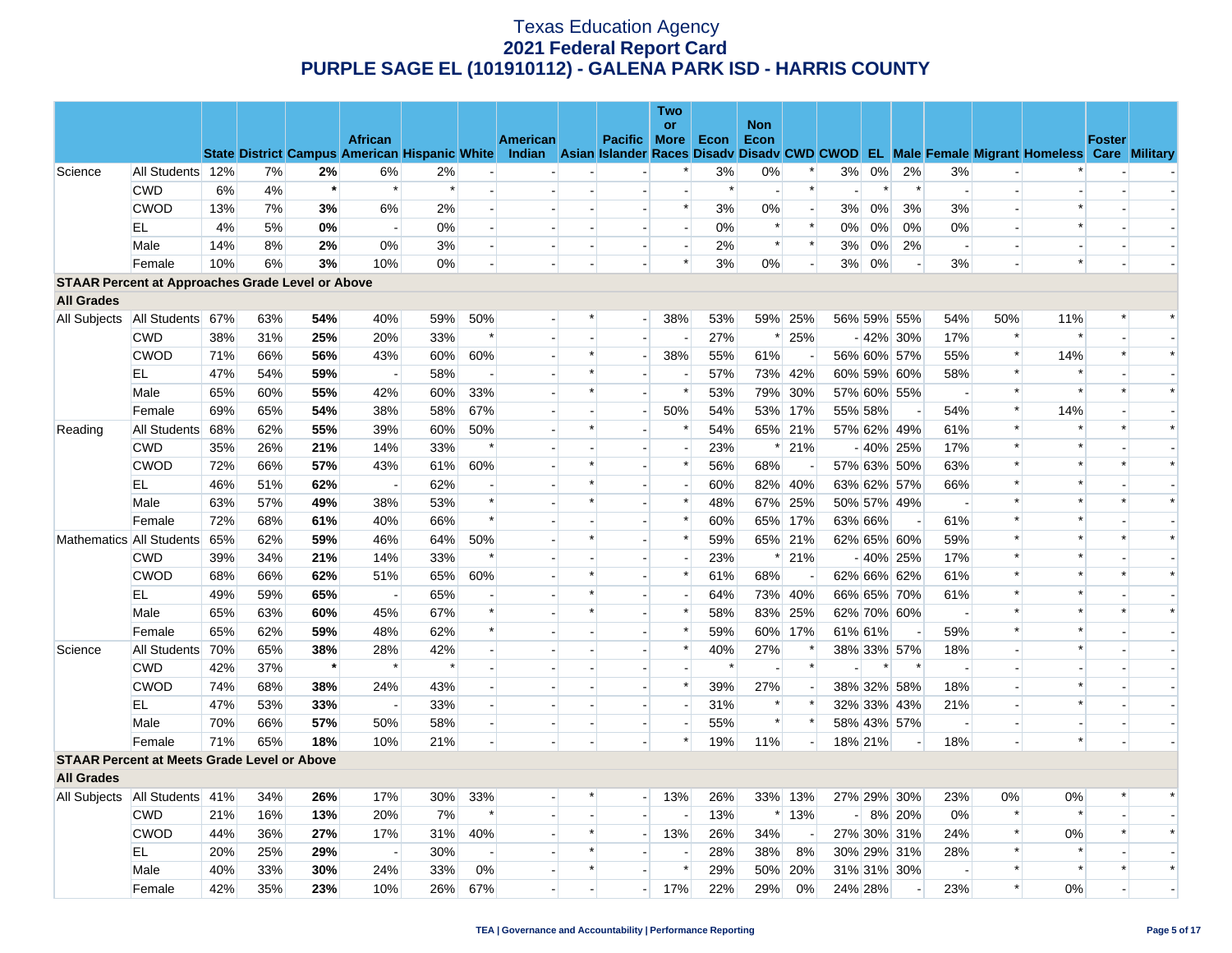# Texas Education Agency
## 2021 Federal Report Card
## PURPLE SAGE EL (101910112) - GALENA PARK ISD - HARRIS COUNTY

| | | State | District | Campus | African American | Hispanic | White | American Indian | Asian | Pacific Islander | Two or More Races | Econ Disadv | Non Econ Disadv | CWD | CWOD | EL | Male | Female | Migrant | Homeless | Foster Care | Military |
|---|---|---|---|---|---|---|---|---|---|---|---|---|---|---|---|---|---|---|---|---|---|---|
| Science | All Students | 12% | 7% | **2%** | 6% | 2% | - | - | - | - | * | 3% | 0% | * | 3% | 0% | 2% | 3% | - | * | - | - |
| | CWD | 6% | 4% | * | * | * | - | - | - | - | - | * | - | * | - | * | * | - | - | - | - | - |
| | CWOD | 13% | 7% | **3%** | 6% | 2% | - | - | - | - | * | 3% | 0% | - | 3% | 0% | 3% | 3% | - | * | - | - |
| | EL | 4% | 5% | **0%** | - | 0% | - | - | - | - | - | 0% | * | * | 0% | 0% | 0% | 0% | - | * | - | - |
| | Male | 14% | 8% | **2%** | 0% | 3% | - | - | - | - | - | 2% | * | * | 3% | 0% | 2% | - | - | - | - | - |
| | Female | 10% | 6% | **3%** | 10% | 0% | - | - | - | - | * | 3% | 0% | - | 3% | 0% | - | 3% | - | * | - | - |
| **STAAR Percent at Approaches Grade Level or Above** | | | | | | | | | | | | | | | | | | | | | | |
| **All Grades** | | | | | | | | | | | | | | | | | | | | | | |
| All Subjects | All Students | 67% | 63% | **54%** | 40% | 59% | 50% | - | * | - | 38% | 53% | 59% | 25% | 56% | 59% | 55% | 54% | 50% | 11% | * | * |
| | CWD | 38% | 31% | **25%** | 20% | 33% | * | - | - | - | - | 27% | * | 25% | - | 42% | 30% | 17% | * | * | - | - |
| | CWOD | 71% | 66% | **56%** | 43% | 60% | 60% | - | * | - | 38% | 55% | 61% | - | 56% | 60% | 57% | 55% | * | 14% | * | * |
| | EL | 47% | 54% | **59%** | - | 58% | - | - | * | - | - | 57% | 73% | 42% | 60% | 59% | 60% | 58% | * | * | - | - |
| | Male | 65% | 60% | **55%** | 42% | 60% | 33% | - | * | - | * | 53% | 79% | 30% | 57% | 60% | 55% | - | * | * | * | * |
| | Female | 69% | 65% | **54%** | 38% | 58% | 67% | - | - | - | 50% | 54% | 53% | 17% | 55% | 58% | - | 54% | * | 14% | - | - |
| Reading | All Students | 68% | 62% | **55%** | 39% | 60% | 50% | - | * | - | * | 54% | 65% | 21% | 57% | 62% | 49% | 61% | * | * | * | * |
| | CWD | 35% | 26% | **21%** | 14% | 33% | * | - | - | - | - | 23% | * | 21% | - | 40% | 25% | 17% | * | * | - | - |
| | CWOD | 72% | 66% | **57%** | 43% | 61% | 60% | - | * | - | * | 56% | 68% | - | 57% | 63% | 50% | 63% | * | * | * | * |
| | EL | 46% | 51% | **62%** | - | 62% | - | - | * | - | - | 60% | 82% | 40% | 63% | 62% | 57% | 66% | * | * | - | - |
| | Male | 63% | 57% | **49%** | 38% | 53% | * | - | * | - | * | 48% | 67% | 25% | 50% | 57% | 49% | - | * | * | * | * |
| | Female | 72% | 68% | **61%** | 40% | 66% | * | - | - | - | * | 60% | 65% | 17% | 63% | 66% | - | 61% | * | * | - | - |
| Mathematics | All Students | 65% | 62% | **59%** | 46% | 64% | 50% | - | * | - | * | 59% | 65% | 21% | 62% | 65% | 60% | 59% | * | * | * | * |
| | CWD | 39% | 34% | **21%** | 14% | 33% | * | - | - | - | - | 23% | * | 21% | - | 40% | 25% | 17% | * | * | - | - |
| | CWOD | 68% | 66% | **62%** | 51% | 65% | 60% | - | * | - | * | 61% | 68% | - | 62% | 66% | 62% | 61% | * | * | * | * |
| | EL | 49% | 59% | **65%** | - | 65% | - | - | * | - | - | 64% | 73% | 40% | 66% | 65% | 70% | 61% | * | * | - | - |
| | Male | 65% | 63% | **60%** | 45% | 67% | * | - | * | - | * | 58% | 83% | 25% | 62% | 70% | 60% | - | * | * | * | * |
| | Female | 65% | 62% | **59%** | 48% | 62% | * | - | - | - | * | 59% | 60% | 17% | 61% | 61% | - | 59% | * | * | - | - |
| Science | All Students | 70% | 65% | **38%** | 28% | 42% | - | - | - | - | * | 40% | 27% | * | 38% | 33% | 57% | 18% | - | * | - | - |
| | CWD | 42% | 37% | * | * | * | - | - | - | - | - | * | - | * | - | * | * | - | - | - | - | - |
| | CWOD | 74% | 68% | **38%** | 24% | 43% | - | - | - | - | * | 39% | 27% | - | 38% | 32% | 58% | 18% | - | * | - | - |
| | EL | 47% | 53% | **33%** | - | 33% | - | - | - | - | - | 31% | * | * | 32% | 33% | 43% | 21% | - | * | - | - |
| | Male | 70% | 66% | **57%** | 50% | 58% | - | - | - | - | - | 55% | * | * | 58% | 43% | 57% | - | - | - | - | - |
| | Female | 71% | 65% | **18%** | 10% | 21% | - | - | - | - | * | 19% | 11% | - | 18% | 21% | - | 18% | - | * | - | - |
| **STAAR Percent at Meets Grade Level or Above** | | | | | | | | | | | | | | | | | | | | | | |
| **All Grades** | | | | | | | | | | | | | | | | | | | | | | |
| All Subjects | All Students | 41% | 34% | **26%** | 17% | 30% | 33% | - | * | - | 13% | 26% | 33% | 13% | 27% | 29% | 30% | 23% | 0% | 0% | * | * |
| | CWD | 21% | 16% | **13%** | 20% | 7% | * | - | - | - | - | 13% | * | 13% | - | 8% | 20% | 0% | * | * | - | - |
| | CWOD | 44% | 36% | **27%** | 17% | 31% | 40% | - | * | - | 13% | 26% | 34% | - | 27% | 30% | 31% | 24% | * | 0% | * | * |
| | EL | 20% | 25% | **29%** | - | 30% | - | - | * | - | - | 28% | 38% | 8% | 30% | 29% | 31% | 28% | * | * | - | - |
| | Male | 40% | 33% | **30%** | 24% | 33% | 0% | - | * | - | * | 29% | 50% | 20% | 31% | 31% | 30% | - | * | * | * | * |
| | Female | 42% | 35% | **23%** | 10% | 26% | 67% | - | - | - | 17% | 22% | 29% | 0% | 24% | 28% | - | 23% | * | 0% | - | - |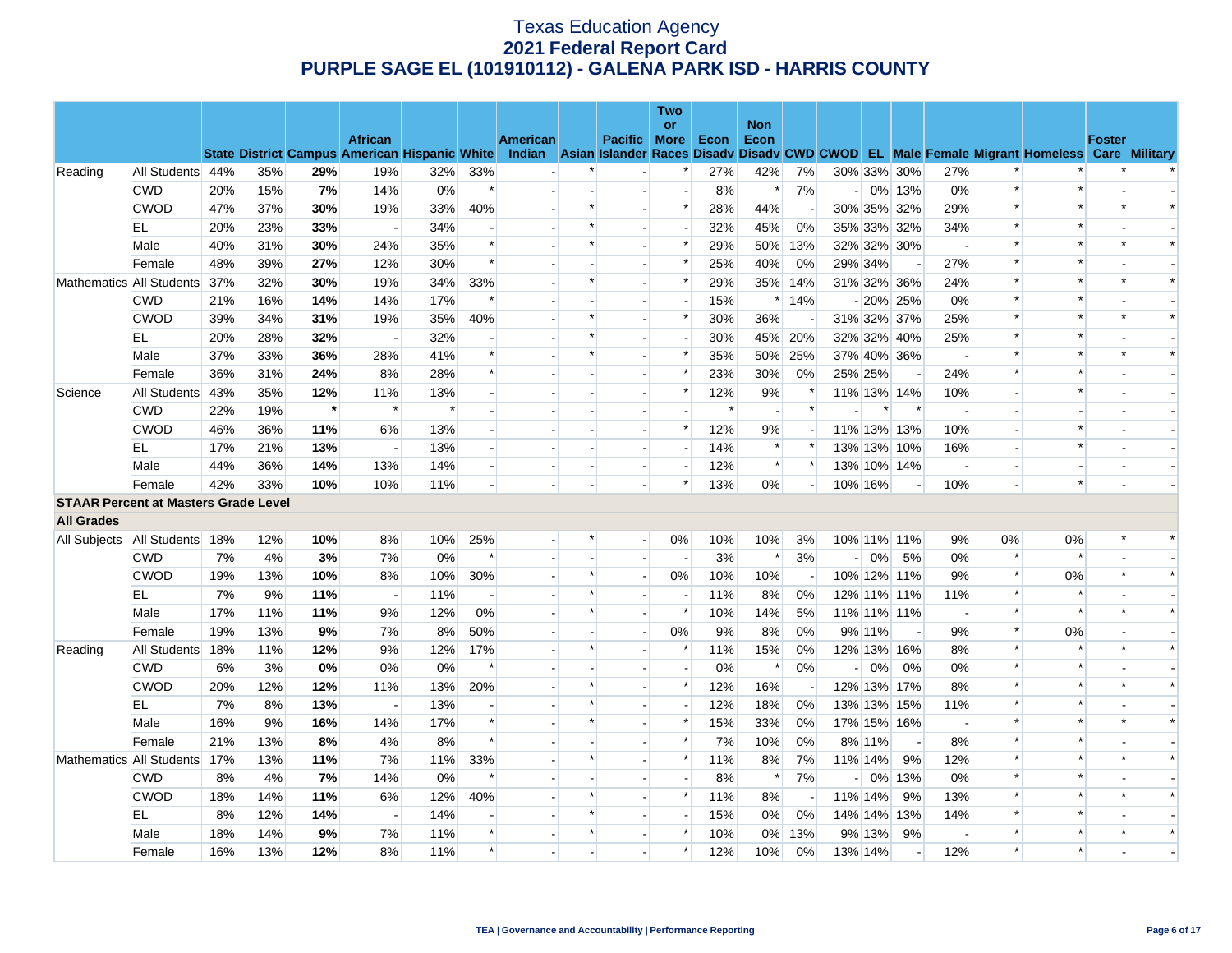# Texas Education Agency
## 2021 Federal Report Card
## PURPLE SAGE EL (101910112) - GALENA PARK ISD - HARRIS COUNTY

| | | State | District | Campus | African American | Hispanic | White | American Indian | Asian | Pacific Islander | Two or More Races | Econ Disadv | Non Econ Disadv | CWD | CWOD | EL | Male | Female | Migrant | Homeless | Foster Care | Military |
|---|---|---|---|---|---|---|---|---|---|---|---|---|---|---|---|---|---|---|---|---|---|---|
| Reading | All Students | 44% | 35% | **29%** | 19% | 32% | 33% | - | * | - | * | 27% | 42% | 7% | 30% | 33% | 30% | 27% | * | * | * | * |
| | CWD | 20% | 15% | **7%** | 14% | 0% | * | - | - | - | - | 8% | * | 7% | - | 0% | 13% | 0% | * | * | - | - |
| | CWOD | 47% | 37% | **30%** | 19% | 33% | 40% | - | * | - | * | 28% | 44% | - | 30% | 35% | 32% | 29% | * | * | * | * |
| | EL | 20% | 23% | **33%** | - | 34% | - | - | * | - | - | 32% | 45% | 0% | 35% | 33% | 32% | 34% | * | * | - | - |
| | Male | 40% | 31% | **30%** | 24% | 35% | * | - | * | - | * | 29% | 50% | 13% | 32% | 32% | 30% | - | * | * | * | * |
| | Female | 48% | 39% | **27%** | 12% | 30% | * | - | - | - | * | 25% | 40% | 0% | 29% | 34% | - | 27% | * | * | - | - |
| Mathematics | All Students | 37% | 32% | **30%** | 19% | 34% | 33% | - | * | - | * | 29% | 35% | 14% | 31% | 32% | 36% | 24% | * | * | * | * |
| | CWD | 21% | 16% | **14%** | 14% | 17% | * | - | - | - | - | 15% | * | 14% | - | 20% | 25% | 0% | * | * | - | - |
| | CWOD | 39% | 34% | **31%** | 19% | 35% | 40% | - | * | - | * | 30% | 36% | - | 31% | 32% | 37% | 25% | * | * | * | * |
| | EL | 20% | 28% | **32%** | - | 32% | - | - | * | - | - | 30% | 45% | 20% | 32% | 32% | 40% | 25% | * | * | - | - |
| | Male | 37% | 33% | **36%** | 28% | 41% | * | - | * | - | * | 35% | 50% | 25% | 37% | 40% | 36% | - | * | * | * | * |
| | Female | 36% | 31% | **24%** | 8% | 28% | * | - | - | - | * | 23% | 30% | 0% | 25% | 25% | - | 24% | * | * | - | - |
| Science | All Students | 43% | 35% | **12%** | 11% | 13% | - | - | - | - | * | 12% | 9% | * | 11% | 13% | 14% | 10% | - | * | - | - |
| | CWD | 22% | 19% | ***** | * | * | - | - | - | - | - | * | - | * | - | * | * | - | - | - | - | - |
| | CWOD | 46% | 36% | **11%** | 6% | 13% | - | - | - | - | * | 12% | 9% | - | 11% | 13% | 13% | 10% | - | * | - | - |
| | EL | 17% | 21% | **13%** | - | 13% | - | - | - | - | - | 14% | * | * | 13% | 13% | 10% | 16% | - | * | - | - |
| | Male | 44% | 36% | **14%** | 13% | 14% | - | - | - | - | - | 12% | * | * | 13% | 10% | 14% | - | - | - | - | - |
| | Female | 42% | 33% | **10%** | 10% | 11% | - | - | - | - | * | 13% | 0% | - | 10% | 16% | - | 10% | - | * | - | - |
| **STAAR Percent at Masters Grade Level** | | | | | | | | | | | | | | | | | | | | | | |
| **All Grades** | | | | | | | | | | | | | | | | | | | | | | |
| All Subjects | All Students | 18% | 12% | **10%** | 8% | 10% | 25% | - | * | - | 0% | 10% | 10% | 3% | 10% | 11% | 11% | 9% | 0% | 0% | * | * |
| | CWD | 7% | 4% | **3%** | 7% | 0% | * | - | - | - | - | 3% | * | 3% | - | 0% | 5% | 0% | * | * | - | - |
| | CWOD | 19% | 13% | **10%** | 8% | 10% | 30% | - | * | - | 0% | 10% | 10% | - | 10% | 12% | 11% | 9% | * | 0% | * | * |
| | EL | 7% | 9% | **11%** | - | 11% | - | - | * | - | - | 11% | 8% | 0% | 12% | 11% | 11% | 11% | * | * | - | - |
| | Male | 17% | 11% | **11%** | 9% | 12% | 0% | - | * | - | * | 10% | 14% | 5% | 11% | 11% | 11% | - | * | * | * | * |
| | Female | 19% | 13% | **9%** | 7% | 8% | 50% | - | - | - | 0% | 9% | 8% | 0% | 9% | 11% | - | 9% | * | 0% | - | - |
| Reading | All Students | 18% | 11% | **12%** | 9% | 12% | 17% | - | * | - | * | 11% | 15% | 0% | 12% | 13% | 16% | 8% | * | * | * | * |
| | CWD | 6% | 3% | **0%** | 0% | 0% | * | - | - | - | - | 0% | * | 0% | - | 0% | 0% | 0% | * | * | - | - |
| | CWOD | 20% | 12% | **12%** | 11% | 13% | 20% | - | * | - | * | 12% | 16% | - | 12% | 13% | 17% | 8% | * | * | * | * |
| | EL | 7% | 8% | **13%** | - | 13% | - | - | * | - | - | 12% | 18% | 0% | 13% | 13% | 15% | 11% | * | * | - | - |
| | Male | 16% | 9% | **16%** | 14% | 17% | * | - | * | - | * | 15% | 33% | 0% | 17% | 15% | 16% | - | * | * | * | * |
| | Female | 21% | 13% | **8%** | 4% | 8% | * | - | - | - | * | 7% | 10% | 0% | 8% | 11% | - | 8% | * | * | - | - |
| Mathematics | All Students | 17% | 13% | **11%** | 7% | 11% | 33% | - | * | - | * | 11% | 8% | 7% | 11% | 14% | 9% | 12% | * | * | * | * |
| | CWD | 8% | 4% | **7%** | 14% | 0% | * | - | - | - | - | 8% | * | 7% | - | 0% | 13% | 0% | * | * | - | - |
| | CWOD | 18% | 14% | **11%** | 6% | 12% | 40% | - | * | - | * | 11% | 8% | - | 11% | 14% | 9% | 13% | * | * | * | * |
| | EL | 8% | 12% | **14%** | - | 14% | - | - | * | - | - | 15% | 0% | 0% | 14% | 14% | 13% | 14% | * | * | - | - |
| | Male | 18% | 14% | **9%** | 7% | 11% | * | - | * | - | * | 10% | 0% | 13% | 9% | 13% | 9% | - | * | * | * | * |
| | Female | 16% | 13% | **12%** | 8% | 11% | * | - | - | - | * | 12% | 10% | 0% | 13% | 14% | - | 12% | * | * | - | - |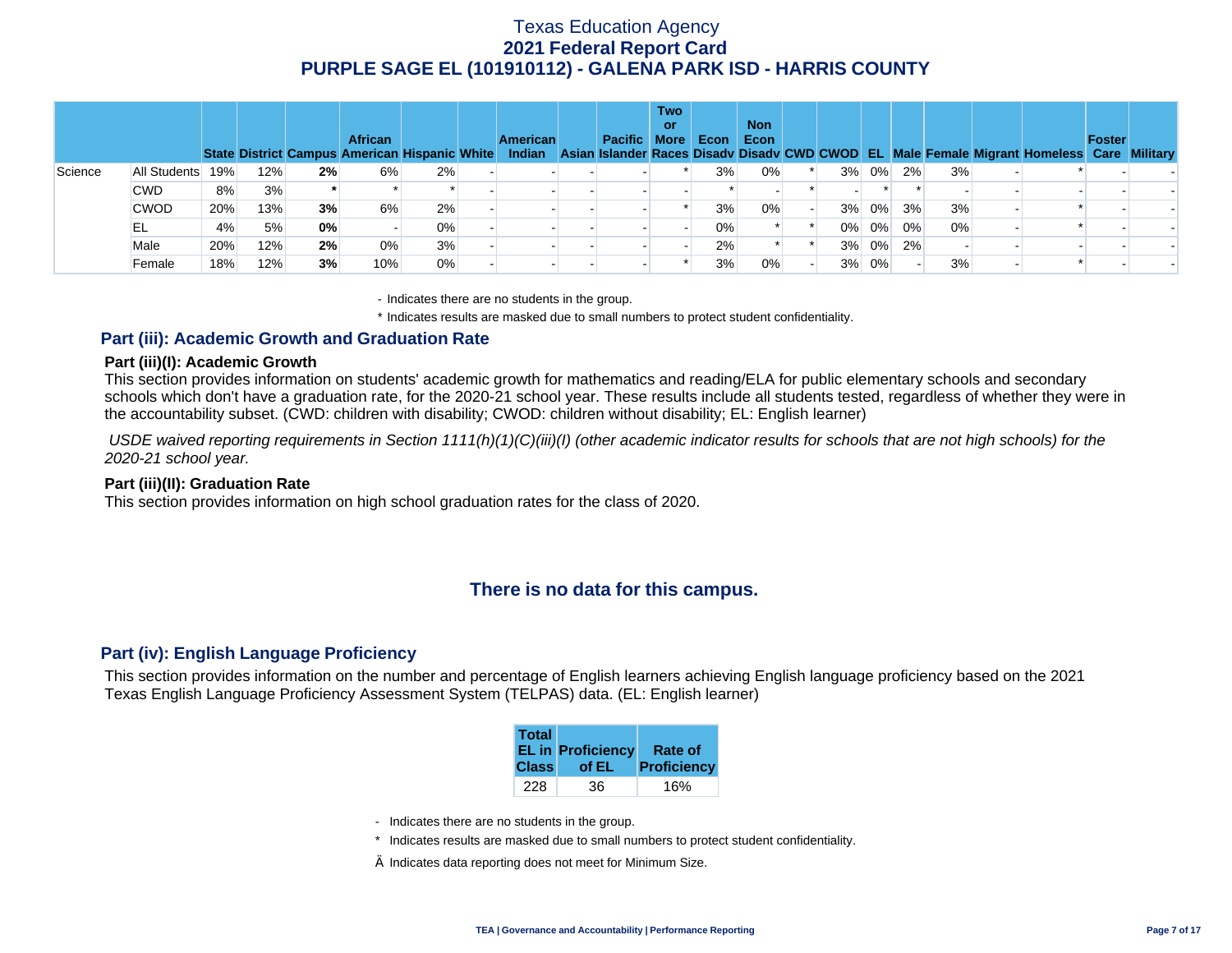# Texas Education Agency
## 2021 Federal Report Card
## PURPLE SAGE EL (101910112) - GALENA PARK ISD - HARRIS COUNTY

| | | State | District | Campus | African American | Hispanic | White | American Indian | Asian | Pacific Islander | Two or More Races | Econ Disadv | Non Econ Disadv | CWD | CWOD | EL | Male | Female | Migrant | Homeless | Foster Care | Military |
|---|---|---|---|---|---|---|---|---|---|---|---|---|---|---|---|---|---|---|---|---|---|---|
| Science | All Students | 19% | 12% | **2%** | 6% | 2% | - | - | - | - | * | 3% | 0% | * | 3% | 0% | 2% | 3% | - | * | - | - |
| | CWD | 8% | 3% | ***** | * | * | - | - | - | - | - | * | - | * | - | * | * | - | - | - | - | - |
| | CWOD | 20% | 13% | **3%** | 6% | 2% | - | - | - | - | * | 3% | 0% | - | 3% | 0% | 3% | 3% | - | * | - | - |
| | EL | 4% | 5% | **0%** | - | 0% | - | - | - | - | - | 0% | * | * | 0% | 0% | 0% | 0% | - | * | - | - |
| | Male | 20% | 12% | **2%** | 0% | 3% | - | - | - | - | - | 2% | * | * | 3% | 0% | 2% | - | - | - | - | - |
| | Female | 18% | 12% | **3%** | 10% | 0% | - | - | - | - | * | 3% | 0% | - | 3% | 0% | - | 3% | - | * | - | - |

- Indicates there are no students in the group.

\* Indicates results are masked due to small numbers to protect student confidentiality.

## Part (iii): Academic Growth and Graduation Rate

### Part (iii)(I): Academic Growth

This section provides information on students' academic growth for mathematics and reading/ELA for public elementary schools and secondary schools which don't have a graduation rate, for the 2020-21 school year. These results include all students tested, regardless of whether they were in the accountability subset. (CWD: children with disability; CWOD: children without disability; EL: English learner)

*USDE waived reporting requirements in Section 1111(h)(1)(C)(iii)(I) (other academic indicator results for schools that are not high schools) for the 2020-21 school year.*

### Part (iii)(II): Graduation Rate

This section provides information on high school graduation rates for the class of 2020.

**There is no data for this campus.**

## Part (iv): English Language Proficiency

This section provides information on the number and percentage of English learners achieving English language proficiency based on the 2021 Texas English Language Proficiency Assessment System (TELPAS) data. (EL: English learner)

| Total EL in Class | Proficiency of EL | Rate of Proficiency |
|---|---|---|
| 228 | 36 | 16% |

- Indicates there are no students in the group.

\* Indicates results are masked due to small numbers to protect student confidentiality.

Ä Indicates data reporting does not meet for Minimum Size.